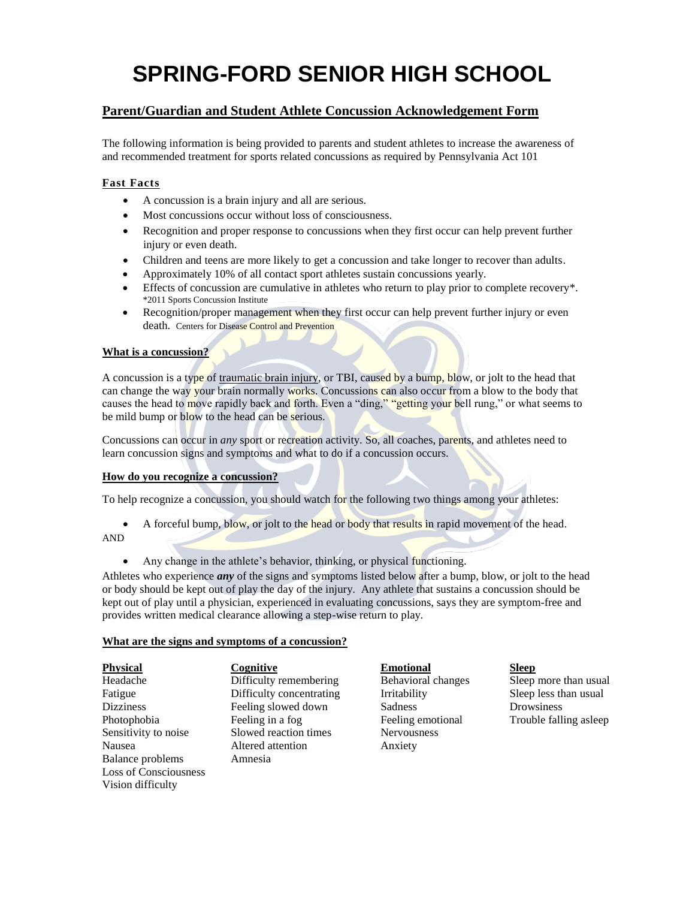# SPRING-FORD SENIOR HIGH SCHOOL

## Parent/Guardian and Student Athlete Concussion Acknowledgement Form

The following information is being provided to parents and student athletes to increase the awareness of and recommended treatment for sports related concussions as required by Pennsylvania Act 101

### Fast Facts

- A concussion is a brain injury and all are serious.
- Most concussions occur without loss of consciousness.
- Recognition and proper response to concussions when they first occur can help prevent further injury or even death.
- Children and teens are more likely to get a concussion and take longer to recover than adults.
- Approximately 10% of all contact sport athletes sustain concussions yearly.
- Effects of concussion are cumulative in athletes who return to play prior to complete recovery*. *2011 Sports Concussion Institute
- Recognition/proper management when they first occur can help prevent further injury or even death. Centers for Disease Control and Prevention

### What is a concussion?

A concussion is a type of traumatic brain injury, or TBI, caused by a bump, blow, or jolt to the head that can change the way your brain normally works. Concussions can also occur from a blow to the body that causes the head to move rapidly back and forth. Even a "ding," "getting your bell rung," or what seems to be mild bump or blow to the head can be serious.

Concussions can occur in *any* sport or recreation activity. So, all coaches, parents, and athletes need to learn concussion signs and symptoms and what to do if a concussion occurs.

### How do you recognize a concussion?

To help recognize a concussion, you should watch for the following two things among your athletes:

- A forceful bump, blow, or jolt to the head or body that results in rapid movement of the head.

AND

- Any change in the athlete's behavior, thinking, or physical functioning.

Athletes who experience ***any*** of the signs and symptoms listed below after a bump, blow, or jolt to the head or body should be kept out of play the day of the injury. Any athlete that sustains a concussion should be kept out of play until a physician, experienced in evaluating concussions, says they are symptom-free and provides written medical clearance allowing a step-wise return to play.

### What are the signs and symptoms of a concussion?

| Physical | Cognitive | Emotional | Sleep |
|---|---|---|---|
| Headache | Difficulty remembering | Behavioral changes | Sleep more than usual |
| Fatigue | Difficulty concentrating | Irritability | Sleep less than usual |
| Dizziness | Feeling slowed down | Sadness | Drowsiness |
| Photophobia | Feeling in a fog | Feeling emotional | Trouble falling asleep |
| Sensitivity to noise | Slowed reaction times | Nervousness | |
| Nausea | Altered attention | Anxiety | |
| Balance problems | Amnesia | | |
| Loss of Consciousness | | | |
| Vision difficulty | | | |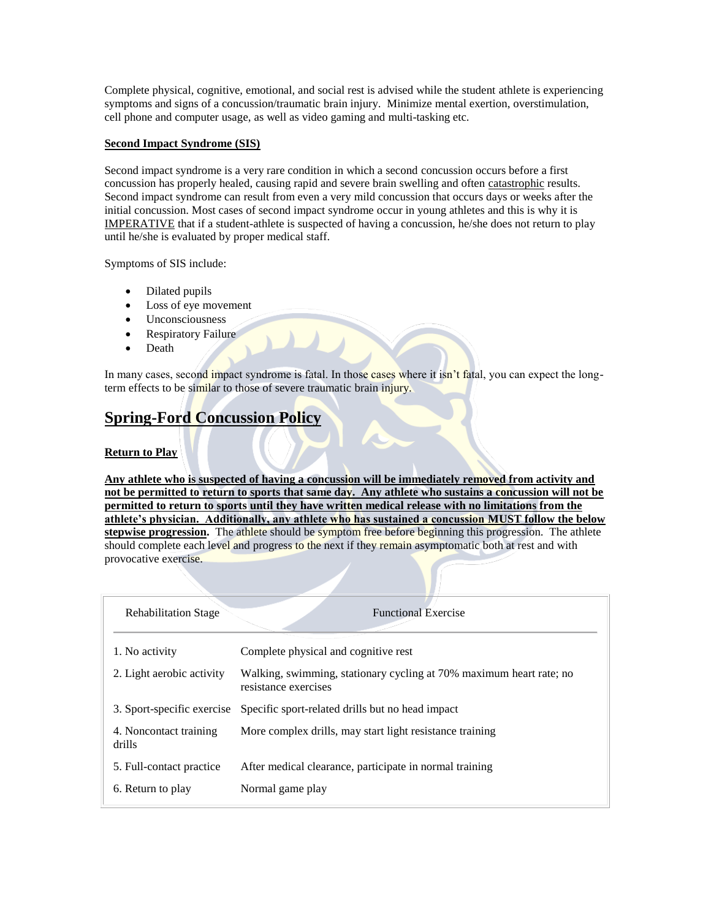Complete physical, cognitive, emotional, and social rest is advised while the student athlete is experiencing symptoms and signs of a concussion/traumatic brain injury. Minimize mental exertion, overstimulation, cell phone and computer usage, as well as video gaming and multi-tasking etc.

**Second Impact Syndrome (SIS)**

Second impact syndrome is a very rare condition in which a second concussion occurs before a first concussion has properly healed, causing rapid and severe brain swelling and often catastrophic results. Second impact syndrome can result from even a very mild concussion that occurs days or weeks after the initial concussion. Most cases of second impact syndrome occur in young athletes and this is why it is IMPERATIVE that if a student-athlete is suspected of having a concussion, he/she does not return to play until he/she is evaluated by proper medical staff.

Symptoms of SIS include:

- Dilated pupils
- Loss of eye movement
- Unconsciousness
- Respiratory Failure
- Death

In many cases, second impact syndrome is fatal. In those cases where it isn't fatal, you can expect the long-term effects to be similar to those of severe traumatic brain injury.

## Spring-Ford Concussion Policy

**Return to Play**

**Any athlete who is suspected of having a concussion will be immediately removed from activity and not be permitted to return to sports that same day. Any athlete who sustains a concussion will not be permitted to return to sports until they have written medical release with no limitations from the athlete's physician. Additionally, any athlete who has sustained a concussion MUST follow the below stepwise progression.** The athlete should be symptom free before beginning this progression. The athlete should complete each level and progress to the next if they remain asymptomatic both at rest and with provocative exercise.

| Rehabilitation Stage | Functional Exercise |
|---|---|
| 1. No activity | Complete physical and cognitive rest |
| 2. Light aerobic activity | Walking, swimming, stationary cycling at 70% maximum heart rate; no resistance exercises |
| 3. Sport-specific exercise | Specific sport-related drills but no head impact |
| 4. Noncontact training drills | More complex drills, may start light resistance training |
| 5. Full-contact practice | After medical clearance, participate in normal training |
| 6. Return to play | Normal game play |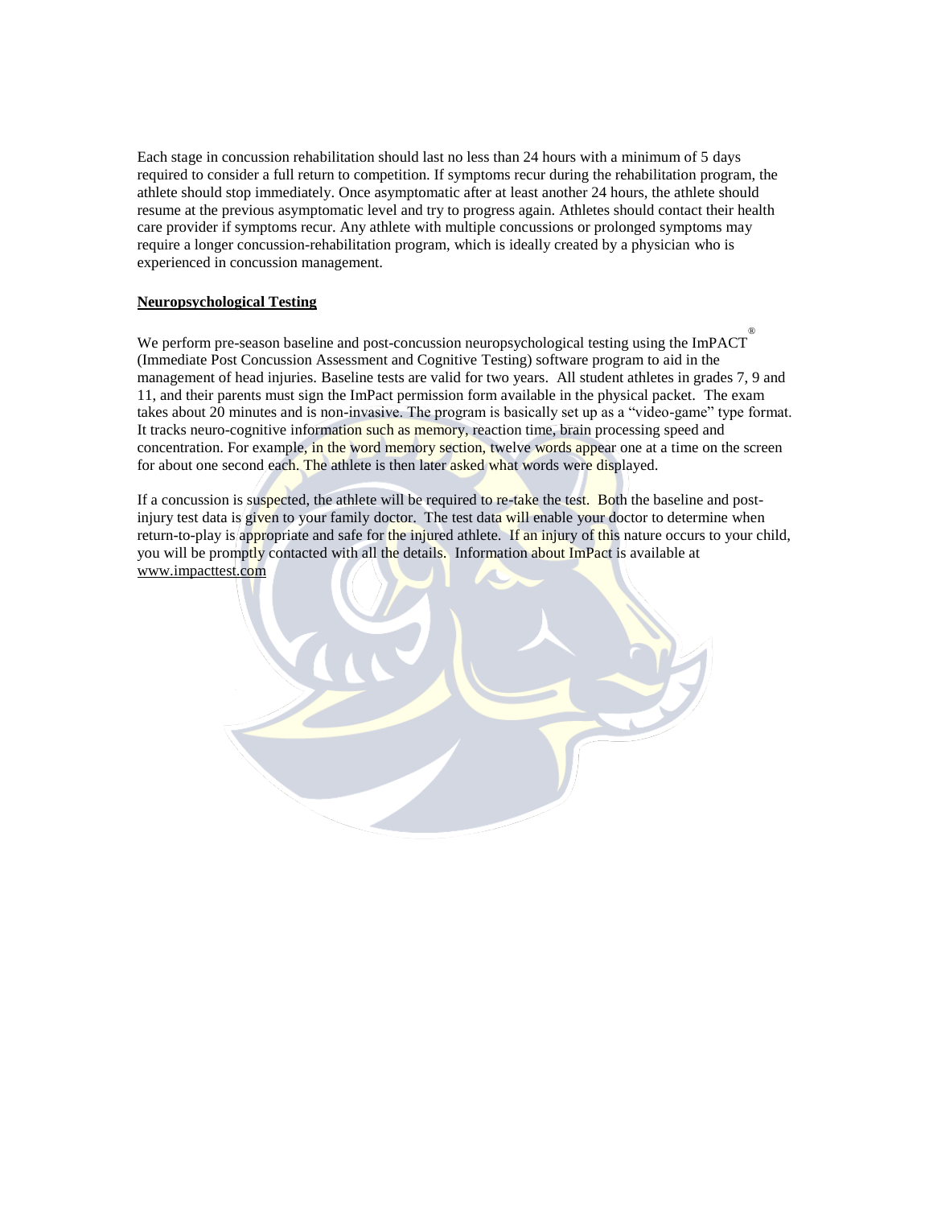Each stage in concussion rehabilitation should last no less than 24 hours with a minimum of 5 days required to consider a full return to competition. If symptoms recur during the rehabilitation program, the athlete should stop immediately. Once asymptomatic after at least another 24 hours, the athlete should resume at the previous asymptomatic level and try to progress again. Athletes should contact their health care provider if symptoms recur. Any athlete with multiple concussions or prolonged symptoms may require a longer concussion-rehabilitation program, which is ideally created by a physician who is experienced in concussion management.

**Neuropsychological Testing**

We perform pre-season baseline and post-concussion neuropsychological testing using the ImPACT® (Immediate Post Concussion Assessment and Cognitive Testing) software program to aid in the management of head injuries. Baseline tests are valid for two years. All student athletes in grades 7, 9 and 11, and their parents must sign the ImPact permission form available in the physical packet. The exam takes about 20 minutes and is non-invasive. The program is basically set up as a "video-game" type format. It tracks neuro-cognitive information such as memory, reaction time, brain processing speed and concentration. For example, in the word memory section, twelve words appear one at a time on the screen for about one second each. The athlete is then later asked what words were displayed.

If a concussion is suspected, the athlete will be required to re-take the test. Both the baseline and post-injury test data is given to your family doctor. The test data will enable your doctor to determine when return-to-play is appropriate and safe for the injured athlete. If an injury of this nature occurs to your child, you will be promptly contacted with all the details. Information about ImPact is available at www.impacttest.com